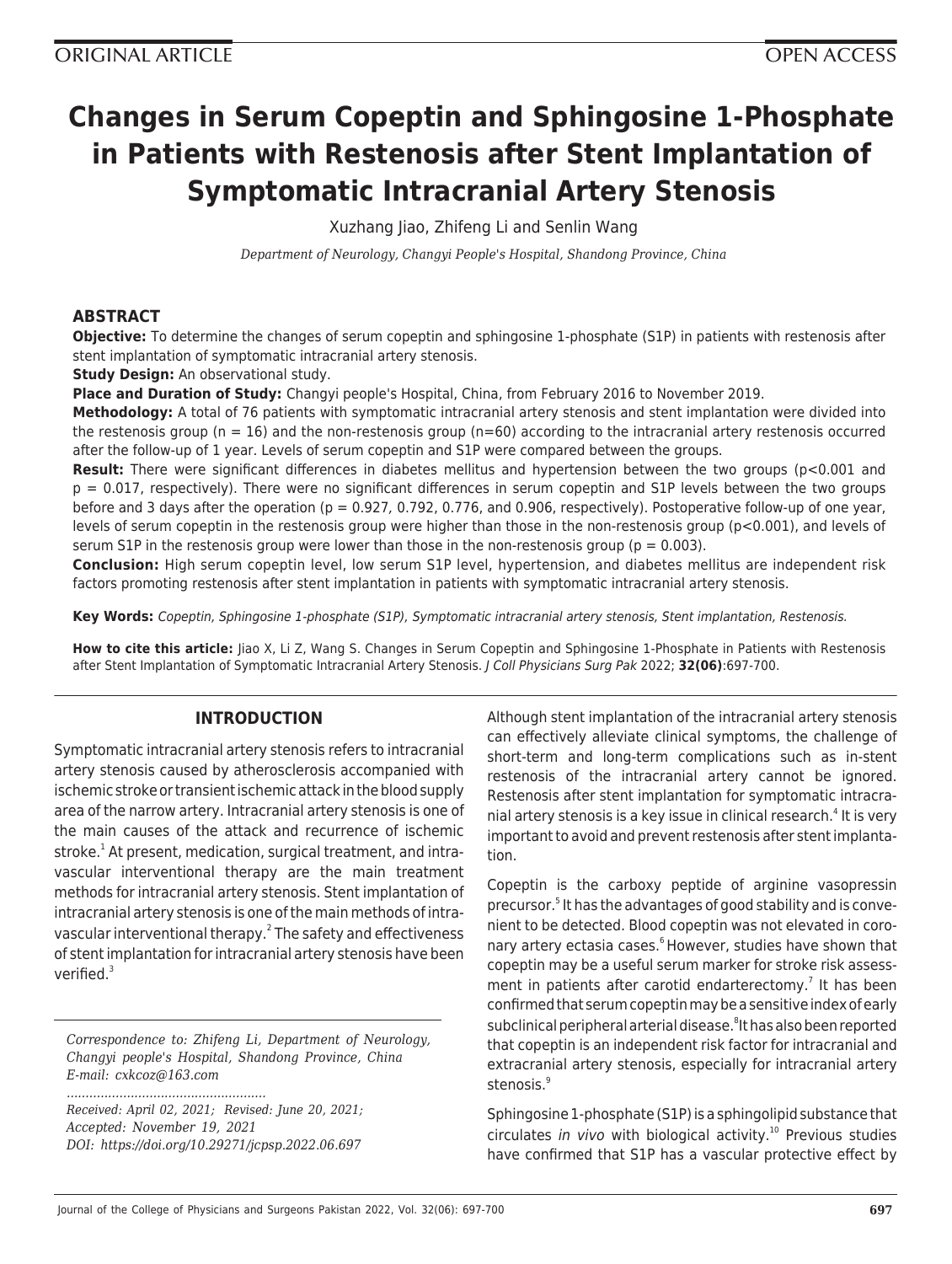ORIGINAL ARTICLE

OPEN ACCESS

# Changes in Serum Copeptin and Sphingosine 1-Phosphate in Patients with Restenosis after Stent Implantation of Symptomatic Intracranial Artery Stenosis

Xuzhang Jiao, Zhifeng Li and Senlin Wang

*Department of Neurology, Changyi People's Hospital, Shandong Province, China*

## ABSTRACT

**Objective:** To determine the changes of serum copeptin and sphingosine 1-phosphate (S1P) in patients with restenosis after stent implantation of symptomatic intracranial artery stenosis.

**Study Design:** An observational study.

**Place and Duration of Study:** Changyi people's Hospital, China, from February 2016 to November 2019.

**Methodology:** A total of 76 patients with symptomatic intracranial artery stenosis and stent implantation were divided into the restenosis group (n = 16) and the non-restenosis group (n=60) according to the intracranial artery restenosis occurred after the follow-up of 1 year. Levels of serum copeptin and S1P were compared between the groups.

**Result:** There were significant differences in diabetes mellitus and hypertension between the two groups (p<0.001 and p = 0.017, respectively). There were no significant differences in serum copeptin and S1P levels between the two groups before and 3 days after the operation (p = 0.927, 0.792, 0.776, and 0.906, respectively). Postoperative follow-up of one year, levels of serum copeptin in the restenosis group were higher than those in the non-restenosis group (p<0.001), and levels of serum S1P in the restenosis group were lower than those in the non-restenosis group (p = 0.003).

**Conclusion:** High serum copeptin level, low serum S1P level, hypertension, and diabetes mellitus are independent risk factors promoting restenosis after stent implantation in patients with symptomatic intracranial artery stenosis.

**Key Words:** *Copeptin, Sphingosine 1-phosphate (S1P), Symptomatic intracranial artery stenosis, Stent implantation, Restenosis.*

**How to cite this article:** Jiao X, Li Z, Wang S. Changes in Serum Copeptin and Sphingosine 1-Phosphate in Patients with Restenosis after Stent Implantation of Symptomatic Intracranial Artery Stenosis. *J Coll Physicians Surg Pak* 2022; **32(06)**:697-700.

## INTRODUCTION

Symptomatic intracranial artery stenosis refers to intracranial artery stenosis caused by atherosclerosis accompanied with ischemic stroke or transient ischemic attack in the blood supply area of the narrow artery. Intracranial artery stenosis is one of the main causes of the attack and recurrence of ischemic stroke.[1] At present, medication, surgical treatment, and intravascular interventional therapy are the main treatment methods for intracranial artery stenosis. Stent implantation of intracranial artery stenosis is one of the main methods of intravascular interventional therapy.[2] The safety and effectiveness of stent implantation for intracranial artery stenosis have been verified.[3]

*Correspondence to: Zhifeng Li, Department of Neurology, Changyi people's Hospital, Shandong Province, China*
*E-mail: cxkcoz@163.com*

*Received: April 02, 2021; Revised: June 20, 2021;*
*Accepted: November 19, 2021*
*DOI: https://doi.org/10.29271/jcpsp.2022.06.697*

Although stent implantation of the intracranial artery stenosis can effectively alleviate clinical symptoms, the challenge of short-term and long-term complications such as in-stent restenosis of the intracranial artery cannot be ignored. Restenosis after stent implantation for symptomatic intracranial artery stenosis is a key issue in clinical research.[4] It is very important to avoid and prevent restenosis after stent implantation.

Copeptin is the carboxy peptide of arginine vasopressin precursor.[5] It has the advantages of good stability and is convenient to be detected. Blood copeptin was not elevated in coronary artery ectasia cases.[6] However, studies have shown that copeptin may be a useful serum marker for stroke risk assessment in patients after carotid endarterectomy.[7] It has been confirmed that serum copeptin may be a sensitive index of early subclinical peripheral arterial disease.[8] It has also been reported that copeptin is an independent risk factor for intracranial and extracranial artery stenosis, especially for intracranial artery stenosis.[9]

Sphingosine 1-phosphate (S1P) is a sphingolipid substance that circulates *in vivo* with biological activity.[10] Previous studies have confirmed that S1P has a vascular protective effect by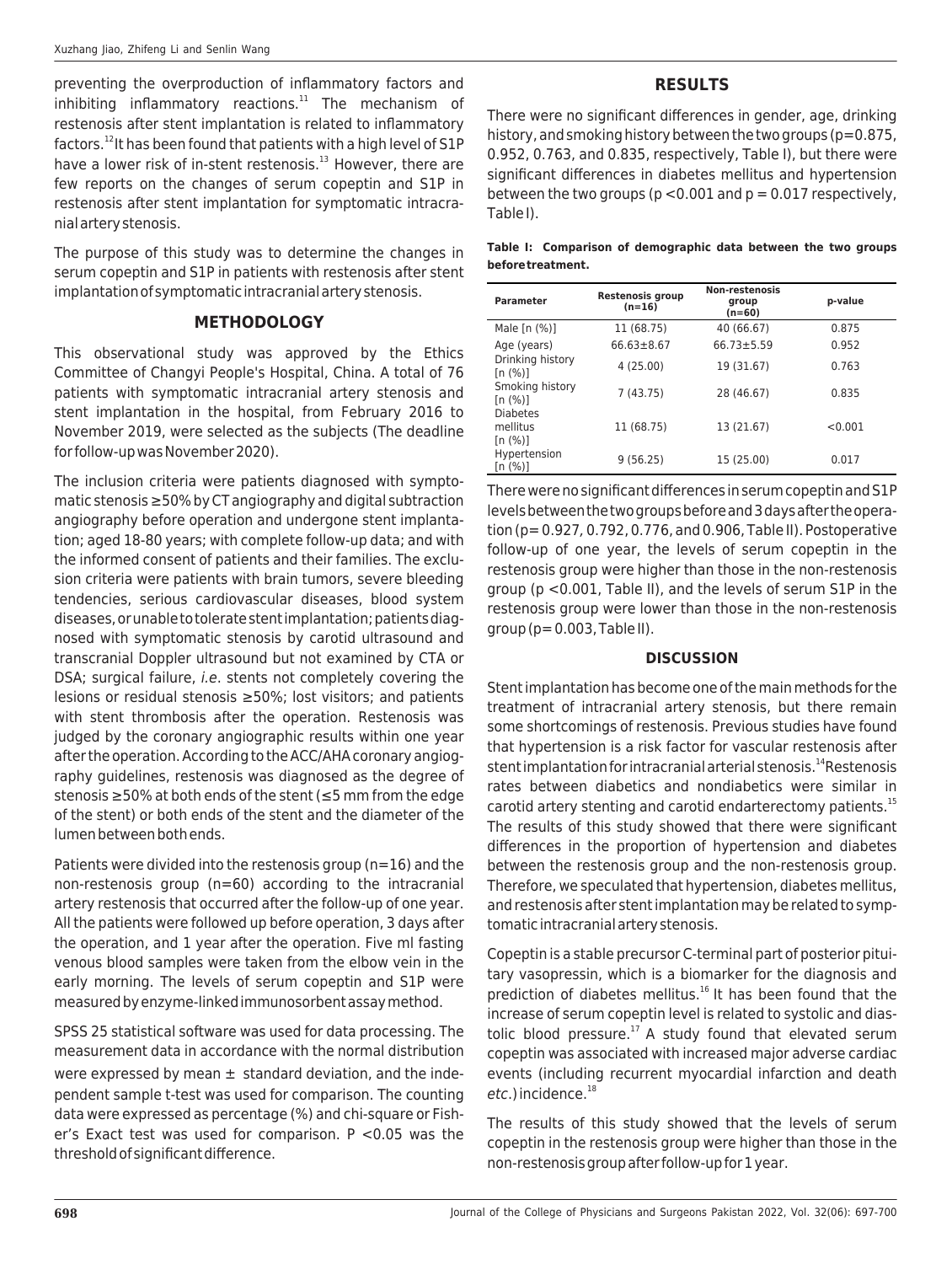preventing the overproduction of inflammatory factors and inhibiting inflammatory reactions.[11] The mechanism of restenosis after stent implantation is related to inflammatory factors.[12] It has been found that patients with a high level of S1P have a lower risk of in-stent restenosis.[13] However, there are few reports on the changes of serum copeptin and S1P in restenosis after stent implantation for symptomatic intracranial artery stenosis.

The purpose of this study was to determine the changes in serum copeptin and S1P in patients with restenosis after stent implantation of symptomatic intracranial artery stenosis.

## METHODOLOGY

This observational study was approved by the Ethics Committee of Changyi People's Hospital, China. A total of 76 patients with symptomatic intracranial artery stenosis and stent implantation in the hospital, from February 2016 to November 2019, were selected as the subjects (The deadline for follow-up was November 2020).

The inclusion criteria were patients diagnosed with symptomatic stenosis ≥50% by CT angiography and digital subtraction angiography before operation and undergone stent implantation; aged 18-80 years; with complete follow-up data; and with the informed consent of patients and their families. The exclusion criteria were patients with brain tumors, severe bleeding tendencies, serious cardiovascular diseases, blood system diseases, or unable to tolerate stent implantation; patients diagnosed with symptomatic stenosis by carotid ultrasound and transcranial Doppler ultrasound but not examined by CTA or DSA; surgical failure, *i.e.* stents not completely covering the lesions or residual stenosis ≥50%; lost visitors; and patients with stent thrombosis after the operation. Restenosis was judged by the coronary angiographic results within one year after the operation. According to the ACC/AHA coronary angiography guidelines, restenosis was diagnosed as the degree of stenosis ≥50% at both ends of the stent (≤5 mm from the edge of the stent) or both ends of the stent and the diameter of the lumen between both ends.

Patients were divided into the restenosis group (n=16) and the non-restenosis group (n=60) according to the intracranial artery restenosis that occurred after the follow-up of one year. All the patients were followed up before operation, 3 days after the operation, and 1 year after the operation. Five ml fasting venous blood samples were taken from the elbow vein in the early morning. The levels of serum copeptin and S1P were measured by enzyme-linked immunosorbent assay method.

SPSS 25 statistical software was used for data processing. The measurement data in accordance with the normal distribution were expressed by mean ± standard deviation, and the independent sample t-test was used for comparison. The counting data were expressed as percentage (%) and chi-square or Fisher's Exact test was used for comparison. $P < 0.05$ was the threshold of significant difference.

## RESULTS

There were no significant differences in gender, age, drinking history, and smoking history between the two groups (p=0.875, 0.952, 0.763, and 0.835, respectively, Table I), but there were significant differences in diabetes mellitus and hypertension between the two groups ($p < 0.001$ and $p = 0.017$ respectively, Table I).

**Table I: Comparison of demographic data between the two groups before treatment.**

| Parameter | Restenosis group (n=16) | Non-restenosis group (n=60) | p-value |
|---|---|---|---|
| Male [n (%)] | 11 (68.75) | 40 (66.67) | 0.875 |
| Age (years) | 66.63±8.67 | 66.73±5.59 | 0.952 |
| Drinking history [n (%)] | 4 (25.00) | 19 (31.67) | 0.763 |
| Smoking history [n (%)] | 7 (43.75) | 28 (46.67) | 0.835 |
| Diabetes mellitus [n (%)] | 11 (68.75) | 13 (21.67) | <0.001 |
| Hypertension [n (%)] | 9 (56.25) | 15 (25.00) | 0.017 |

There were no significant differences in serum copeptin and S1P levels between the two groups before and 3 days after the operation (p= 0.927, 0.792, 0.776, and 0.906, Table II). Postoperative follow-up of one year, the levels of serum copeptin in the restenosis group were higher than those in the non-restenosis group ($p < 0.001$, Table II), and the levels of serum S1P in the restenosis group were lower than those in the non-restenosis group (p= 0.003, Table II).

## DISCUSSION

Stent implantation has become one of the main methods for the treatment of intracranial artery stenosis, but there remain some shortcomings of restenosis. Previous studies have found that hypertension is a risk factor for vascular restenosis after stent implantation for intracranial arterial stenosis.[14] Restenosis rates between diabetics and nondiabetics were similar in carotid artery stenting and carotid endarterectomy patients.[15] The results of this study showed that there were significant differences in the proportion of hypertension and diabetes between the restenosis group and the non-restenosis group. Therefore, we speculated that hypertension, diabetes mellitus, and restenosis after stent implantation may be related to symptomatic intracranial artery stenosis.

Copeptin is a stable precursor C-terminal part of posterior pituitary vasopressin, which is a biomarker for the diagnosis and prediction of diabetes mellitus.[16] It has been found that the increase of serum copeptin level is related to systolic and diastolic blood pressure.[17] A study found that elevated serum copeptin was associated with increased major adverse cardiac events (including recurrent myocardial infarction and death *etc.*) incidence.[18]

The results of this study showed that the levels of serum copeptin in the restenosis group were higher than those in the non-restenosis group after follow-up for 1 year.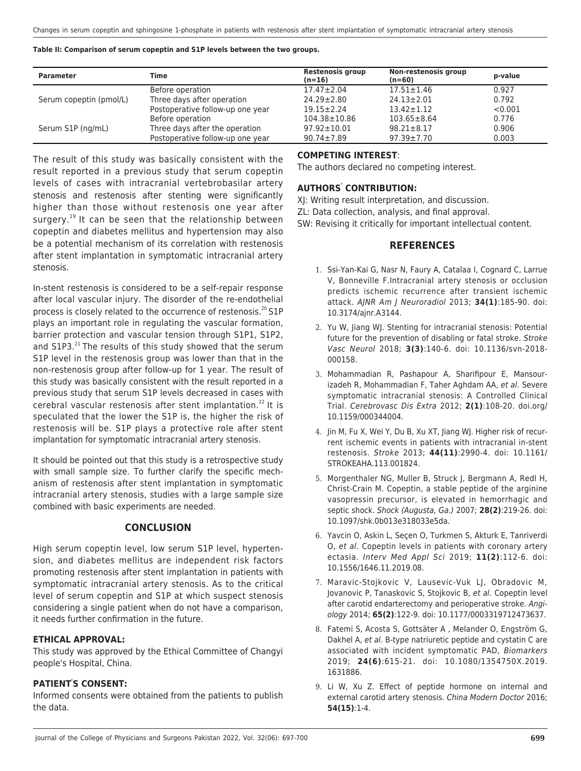**Table II: Comparison of serum copeptin and S1P levels between the two groups.**

| Parameter | Time | Restenosis group (n=16) | Non-restenosis group (n=60) | p-value |
|---|---|---|---|---|
| Serum copeptin (pmol/L) | Before operation | 17.47±2.04 | 17.51±1.46 | 0.927 |
| | Three days after operation | 24.29±2.80 | 24.13±2.01 | 0.792 |
| | Postoperative follow-up one year | 19.15±2.24 | 13.42±1.12 | <0.001 |
| Serum S1P (ng/mL) | Before operation | 104.38±10.86 | 103.65±8.64 | 0.776 |
| | Three days after the operation | 97.92±10.01 | 98.21±8.17 | 0.906 |
| | Postoperative follow-up one year | 90.74±7.89 | 97.39±7.70 | 0.003 |

The result of this study was basically consistent with the result reported in a previous study that serum copeptin levels of cases with intracranial vertebrobasilar artery stenosis and restenosis after stenting were significantly higher than those without restenosis one year after surgery.[19] It can be seen that the relationship between copeptin and diabetes mellitus and hypertension may also be a potential mechanism of its correlation with restenosis after stent implantation in symptomatic intracranial artery stenosis.

In-stent restenosis is considered to be a self-repair response after local vascular injury. The disorder of the re-endothelial process is closely related to the occurrence of restenosis.[20] S1P plays an important role in regulating the vascular formation, barrier protection and vascular tension through S1P1, S1P2, and S1P3.[21] The results of this study showed that the serum S1P level in the restenosis group was lower than that in the non-restenosis group after follow-up for 1 year. The result of this study was basically consistent with the result reported in a previous study that serum S1P levels decreased in cases with cerebral vascular restenosis after stent implantation.[22] It is speculated that the lower the S1P is, the higher the risk of restenosis will be. S1P plays a protective role after stent implantation for symptomatic intracranial artery stenosis.

It should be pointed out that this study is a retrospective study with small sample size. To further clarify the specific mechanism of restenosis after stent implantation in symptomatic intracranial artery stenosis, studies with a large sample size combined with basic experiments are needed.

## CONCLUSION

High serum copeptin level, low serum S1P level, hypertension, and diabetes mellitus are independent risk factors promoting restenosis after stent implantation in patients with symptomatic intracranial artery stenosis. As to the critical level of serum copeptin and S1P at which suspect stenosis considering a single patient when do not have a comparison, it needs further confirmation in the future.

**ETHICAL APPROVAL:**

This study was approved by the Ethical Committee of Changyi people's Hospital, China.

**PATIENT'S CONSENT:**

Informed consents were obtained from the patients to publish the data.

**COMPETING INTEREST**:

The authors declared no competing interest.

**AUTHORS' CONTRIBUTION:**

XJ: Writing result interpretation, and discussion.

ZL: Data collection, analysis, and final approval.

SW: Revising it critically for important intellectual content.

## REFERENCES

1. Ssi-Yan-Kai G, Nasr N, Faury A, Catalaa I, Cognard C, Larrue V, Bonneville F.Intracranial artery stenosis or occlusion predicts ischemic recurrence after transient ischemic attack. *AJNR Am J Neuroradiol* 2013; **34(1)**:185-90. doi: 10.3174/ajnr.A3144.
2. Yu W, Jiang WJ. Stenting for intracranial stenosis: Potential future for the prevention of disabling or fatal stroke. *Stroke Vasc Neurol* 2018; **3(3)**:140-6. doi: 10.1136/svn-2018-000158.
3. Mohammadian R, Pashapour A, Sharifipour E, Mansourizadeh R, Mohammadian F, Taher Aghdam AA, *et al*. Severe symptomatic intracranial stenosis: A Controlled Clinical Trial. *Cerebrovasc Dis Extra* 2012; **2(1)**:108-20. doi.org/10.1159/000344004.
4. Jin M, Fu X, Wei Y, Du B, Xu XT, Jiang WJ. Higher risk of recurrent ischemic events in patients with intracranial in-stent restenosis. *Stroke* 2013; **44(11)**:2990-4. doi: 10.1161/STROKEAHA.113.001824.
5. Morgenthaler NG, Muller B, Struck J, Bergmann A, Redl H, Christ-Crain M. Copeptin, a stable peptide of the arginine vasopressin precursor, is elevated in hemorrhagic and septic shock. *Shock (Augusta, Ga.)* 2007; **28(2)**:219-26. doi: 10.1097/shk.0b013e318033e5da.
6. Yavcin O, Askin L, Seçen O, Turkmen S, Akturk E, Tanriverdi O, *et al*. Copeptin levels in patients with coronary artery ectasia. *Interv Med Appl Sci* 2019; **11(2)**:112-6. doi: 10.1556/1646.11.2019.08.
7. Maravic-Stojkovic V, Lausevic-Vuk LJ, Obradovic M, Jovanovic P, Tanaskovic S, Stojkovic B, *et al*. Copeptin level after carotid endarterectomy and perioperative stroke. *Angiology* 2014; **65(2)**:122-9. doi: 10.1177/0003319712473637.
8. Fatemi S, Acosta S, Gottsäter A , Melander O, Engström G, Dakhel A, *et al*. B-type natriuretic peptide and cystatin C are associated with incident symptomatic PAD, *Biomarkers* 2019; **24(6)**:615-21. doi: 10.1080/1354750X.2019.1631886.
9. Li W, Xu Z. Effect of peptide hormone on internal and external carotid artery stenosis. *China Modern Doctor* 2016; **54(15)**:1-4.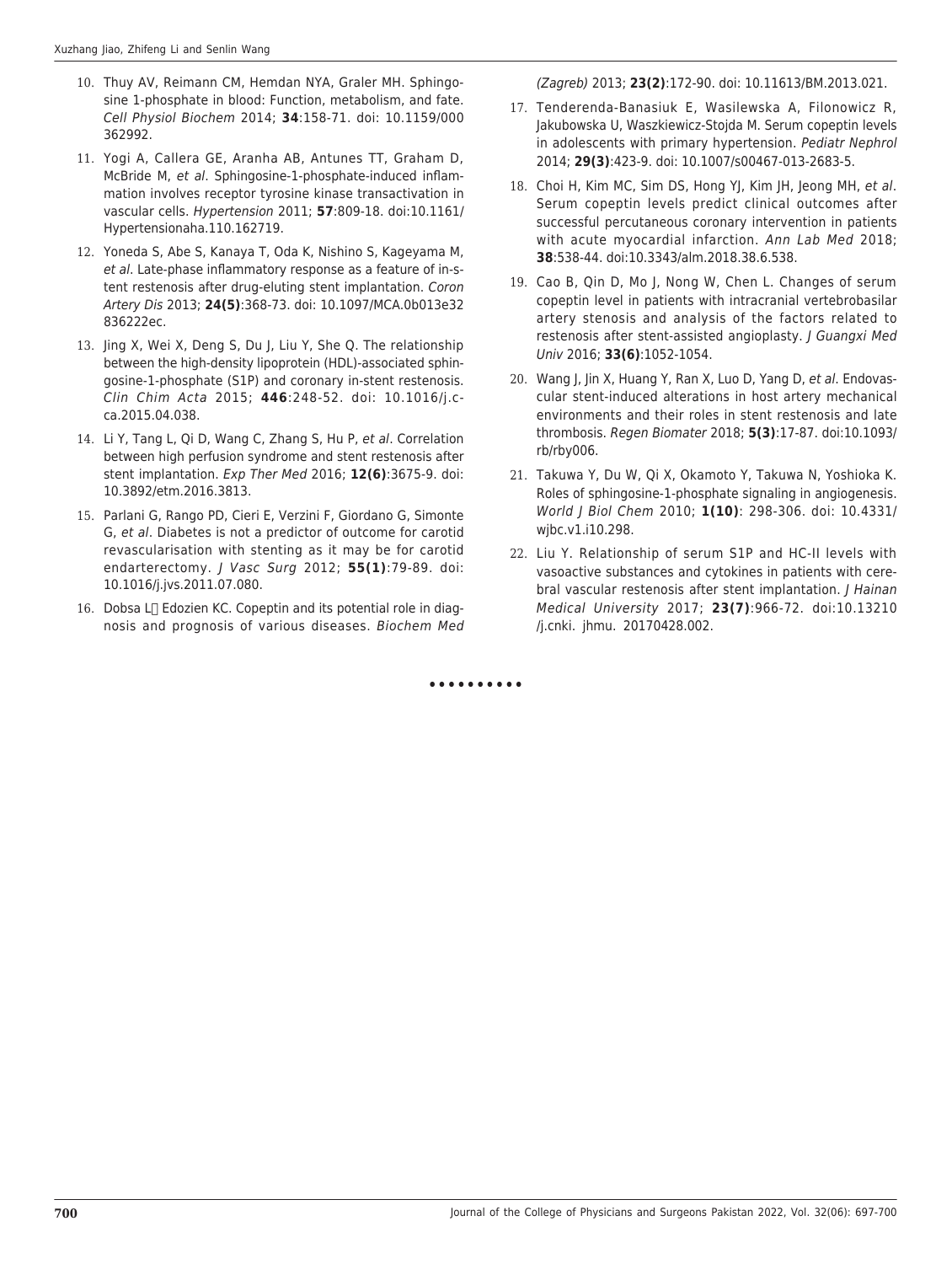10. Thuy AV, Reimann CM, Hemdan NYA, Graler MH. Sphingosine 1-phosphate in blood: Function, metabolism, and fate. *Cell Physiol Biochem* 2014; **34**:158-71. doi: 10.1159/000362992.
11. Yogi A, Callera GE, Aranha AB, Antunes TT, Graham D, McBride M, *et al*. Sphingosine-1-phosphate-induced inflammation involves receptor tyrosine kinase transactivation in vascular cells. *Hypertension* 2011; **57**:809-18. doi:10.1161/Hypertensionaha.110.162719.
12. Yoneda S, Abe S, Kanaya T, Oda K, Nishino S, Kageyama M, *et al*. Late-phase inflammatory response as a feature of in-stent restenosis after drug-eluting stent implantation. *Coron Artery Dis* 2013; **24(5)**:368-73. doi: 10.1097/MCA.0b013e32836222ec.
13. Jing X, Wei X, Deng S, Du J, Liu Y, She Q. The relationship between the high-density lipoprotein (HDL)-associated sphingosine-1-phosphate (S1P) and coronary in-stent restenosis. *Clin Chim Acta* 2015; **446**:248-52. doi: 10.1016/j.cca.2015.04.038.
14. Li Y, Tang L, Qi D, Wang C, Zhang S, Hu P, *et al*. Correlation between high perfusion syndrome and stent restenosis after stent implantation. *Exp Ther Med* 2016; **12(6)**:3675-9. doi: 10.3892/etm.2016.3813.
15. Parlani G, Rango PD, Cieri E, Verzini F, Giordano G, Simonte G, *et al*. Diabetes is not a predictor of outcome for carotid revascularisation with stenting as it may be for carotid endarterectomy. *J Vasc Surg* 2012; **55(1)**:79-89. doi: 10.1016/j.jvs.2011.07.080.
16. Dobsa L，Edozien KC. Copeptin and its potential role in diagnosis and prognosis of various diseases. *Biochem Med (Zagreb)* 2013; **23(2)**:172-90. doi: 10.11613/BM.2013.021.
17. Tenderenda-Banasiuk E, Wasilewska A, Filonowicz R, Jakubowska U, Waszkiewicz-Stojda M. Serum copeptin levels in adolescents with primary hypertension. *Pediatr Nephrol* 2014; **29(3)**:423-9. doi: 10.1007/s00467-013-2683-5.
18. Choi H, Kim MC, Sim DS, Hong YJ, Kim JH, Jeong MH, *et al*. Serum copeptin levels predict clinical outcomes after successful percutaneous coronary intervention in patients with acute myocardial infarction. *Ann Lab Med* 2018; **38**:538-44. doi:10.3343/alm.2018.38.6.538.
19. Cao B, Qin D, Mo J, Nong W, Chen L. Changes of serum copeptin level in patients with intracranial vertebrobasilar artery stenosis and analysis of the factors related to restenosis after stent-assisted angioplasty. *J Guangxi Med Univ* 2016; **33(6)**:1052-1054.
20. Wang J, Jin X, Huang Y, Ran X, Luo D, Yang D, *et al*. Endovascular stent-induced alterations in host artery mechanical environments and their roles in stent restenosis and late thrombosis. *Regen Biomater* 2018; **5(3)**:17-87. doi:10.1093/rb/rby006.
21. Takuwa Y, Du W, Qi X, Okamoto Y, Takuwa N, Yoshioka K. Roles of sphingosine-1-phosphate signaling in angiogenesis. *World J Biol Chem* 2010; **1(10)**: 298-306. doi: 10.4331/wjbc.v1.i10.298.
22. Liu Y. Relationship of serum S1P and HC-II levels with vasoactive substances and cytokines in patients with cerebral vascular restenosis after stent implantation. *J Hainan Medical University* 2017; **23(7)**:966-72. doi:10.13210/j.cnki. jhmu. 20170428.002.

••••••••••